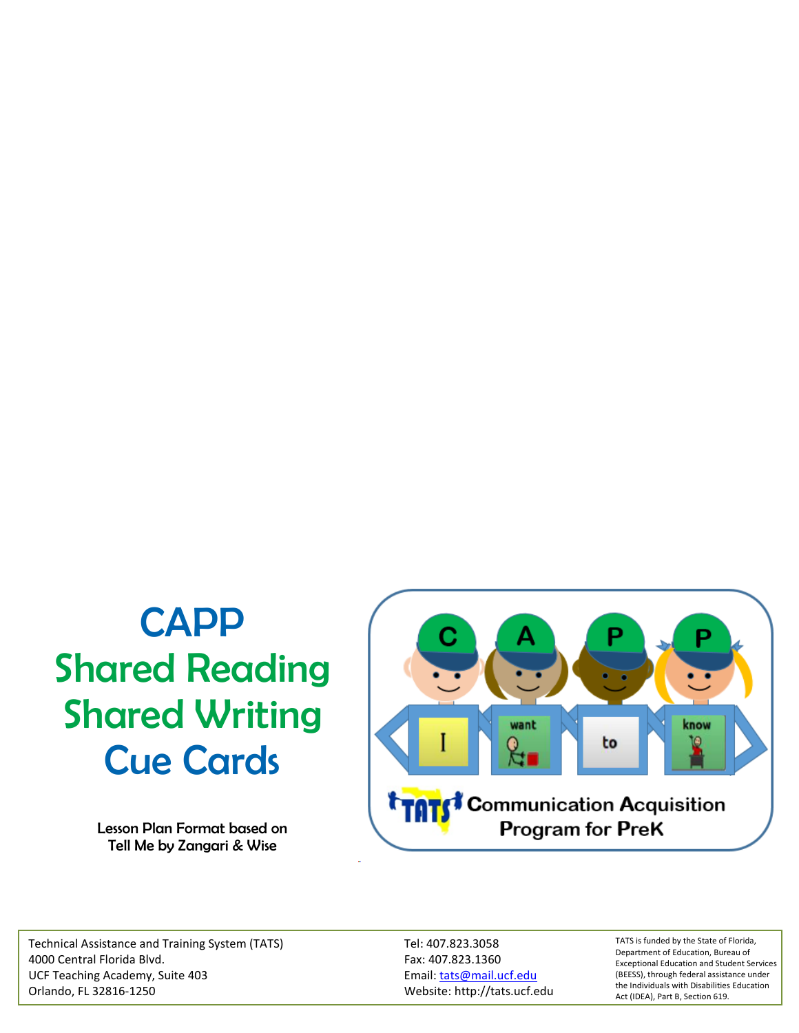# CAPP

# Shared Reading Shared Writing Cue Cards

Lesson Plan Format based on
Tell Me by Zangari & Wise

C A P P

I want to know

TATS Communication Acquisition Program for PreK

Technical Assistance and Training System (TATS)
4000 Central Florida Blvd.
UCF Teaching Academy, Suite 403
Orlando, FL 32816-1250

Tel: 407.823.3058
Fax: 407.823.1360
Email: tats@mail.ucf.edu
Website: http://tats.ucf.edu

TATS is funded by the State of Florida, Department of Education, Bureau of Exceptional Education and Student Services (BEESS), through federal assistance under the Individuals with Disabilities Education Act (IDEA), Part B, Section 619.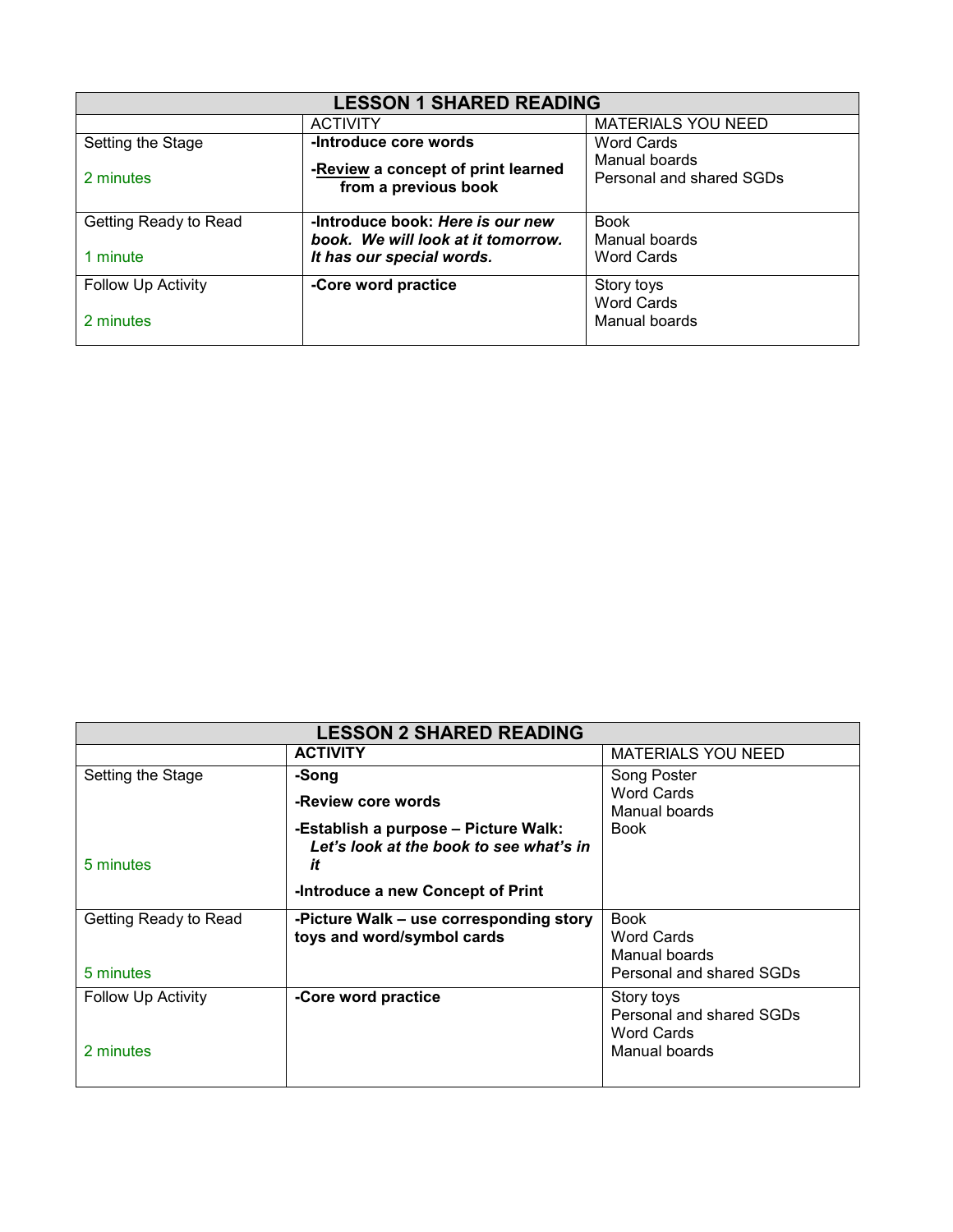| LESSON 1 SHARED READING | | |
|---|---|---|
| | ACTIVITY | MATERIALS YOU NEED |
| Setting the Stage<br><br>2 minutes | **-Introduce core words**<br><br>**-<u>Review</u> a concept of print learned from a previous book** | Word Cards<br>Manual boards<br>Personal and shared SGDs |
| Getting Ready to Read<br><br>1 minute | **-Introduce book:** ***Here is our new book. We will look at it tomorrow. It has our special words.*** | Book<br>Manual boards<br>Word Cards |
| Follow Up Activity<br><br>2 minutes | **-Core word practice** | Story toys<br>Word Cards<br>Manual boards |

| LESSON 2 SHARED READING | | |
|---|---|---|
| | **ACTIVITY** | MATERIALS YOU NEED |
| Setting the Stage<br><br>5 minutes | **-Song**<br><br>**-Review core words**<br><br>**-Establish a purpose – Picture Walk:** ***Let's look at the book to see what's in it***<br><br>**-Introduce a new Concept of Print** | Song Poster<br>Word Cards<br>Manual boards<br>Book |
| Getting Ready to Read<br><br>5 minutes | **-Picture Walk – use corresponding story toys and word/symbol cards** | Book<br>Word Cards<br>Manual boards<br>Personal and shared SGDs |
| Follow Up Activity<br><br>2 minutes | **-Core word practice** | Story toys<br>Personal and shared SGDs<br>Word Cards<br>Manual boards |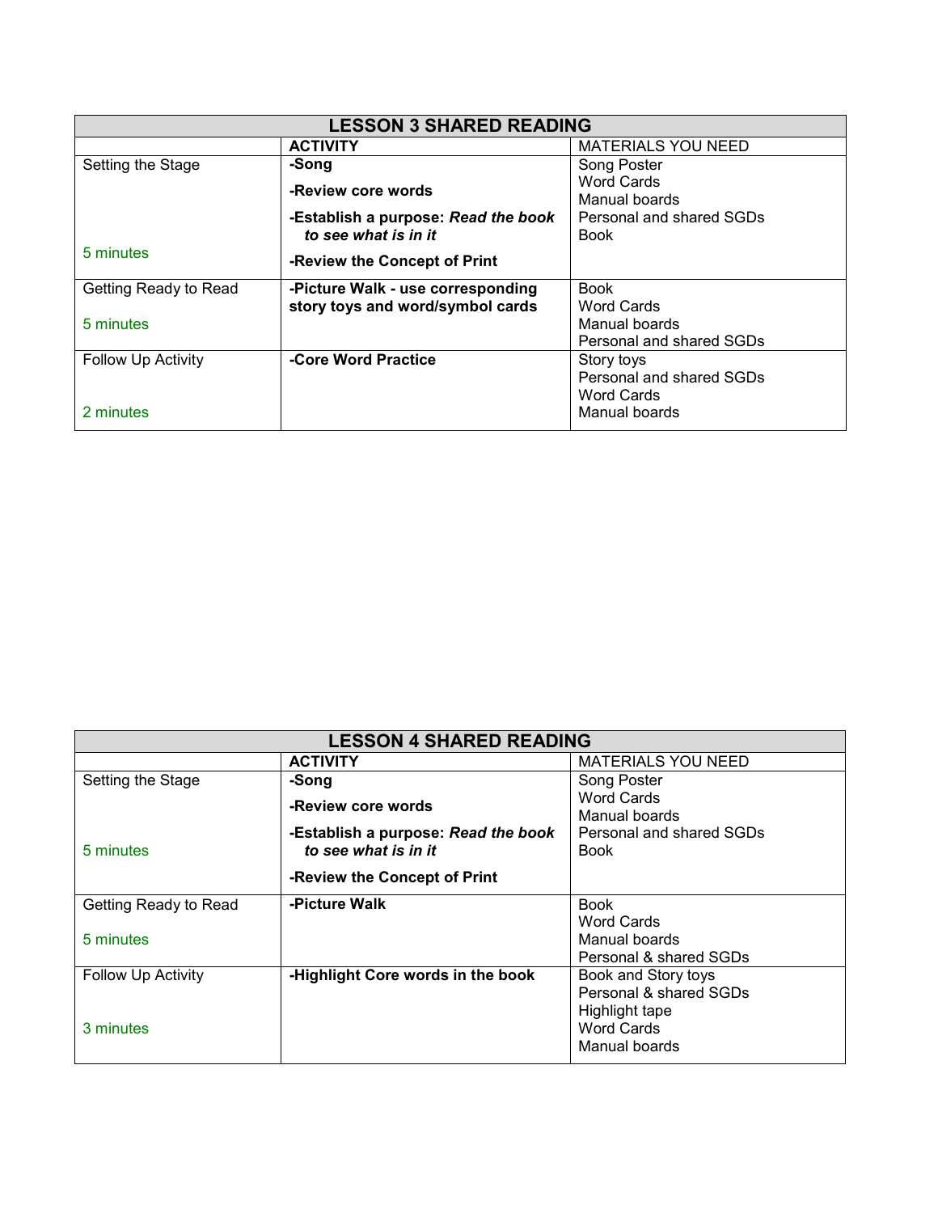| LESSON 3 SHARED READING | | |
|---|---|---|
| | **ACTIVITY** | MATERIALS YOU NEED |
| Setting the Stage<br><br>5 minutes | **-Song**<br>**-Review core words**<br>**-Establish a purpose: *Read the book to see what is in it***<br>**-Review the Concept of Print** | Song Poster<br>Word Cards<br>Manual boards<br>Personal and shared SGDs<br>Book |
| Getting Ready to Read<br><br>5 minutes | **-Picture Walk - use corresponding story toys and word/symbol cards** | Book<br>Word Cards<br>Manual boards<br>Personal and shared SGDs |
| Follow Up Activity<br><br>2 minutes | **-Core Word Practice** | Story toys<br>Personal and shared SGDs<br>Word Cards<br>Manual boards |

| LESSON 4 SHARED READING | | |
|---|---|---|
| | **ACTIVITY** | MATERIALS YOU NEED |
| Setting the Stage<br><br>5 minutes | **-Song**<br>**-Review core words**<br>**-Establish a purpose: *Read the book to see what is in it***<br>**-Review the Concept of Print** | Song Poster<br>Word Cards<br>Manual boards<br>Personal and shared SGDs<br>Book |
| Getting Ready to Read<br><br>5 minutes | **-Picture Walk** | Book<br>Word Cards<br>Manual boards<br>Personal & shared SGDs |
| Follow Up Activity<br><br>3 minutes | **-Highlight Core words in the book** | Book and Story toys<br>Personal & shared SGDs<br>Highlight tape<br>Word Cards<br>Manual boards |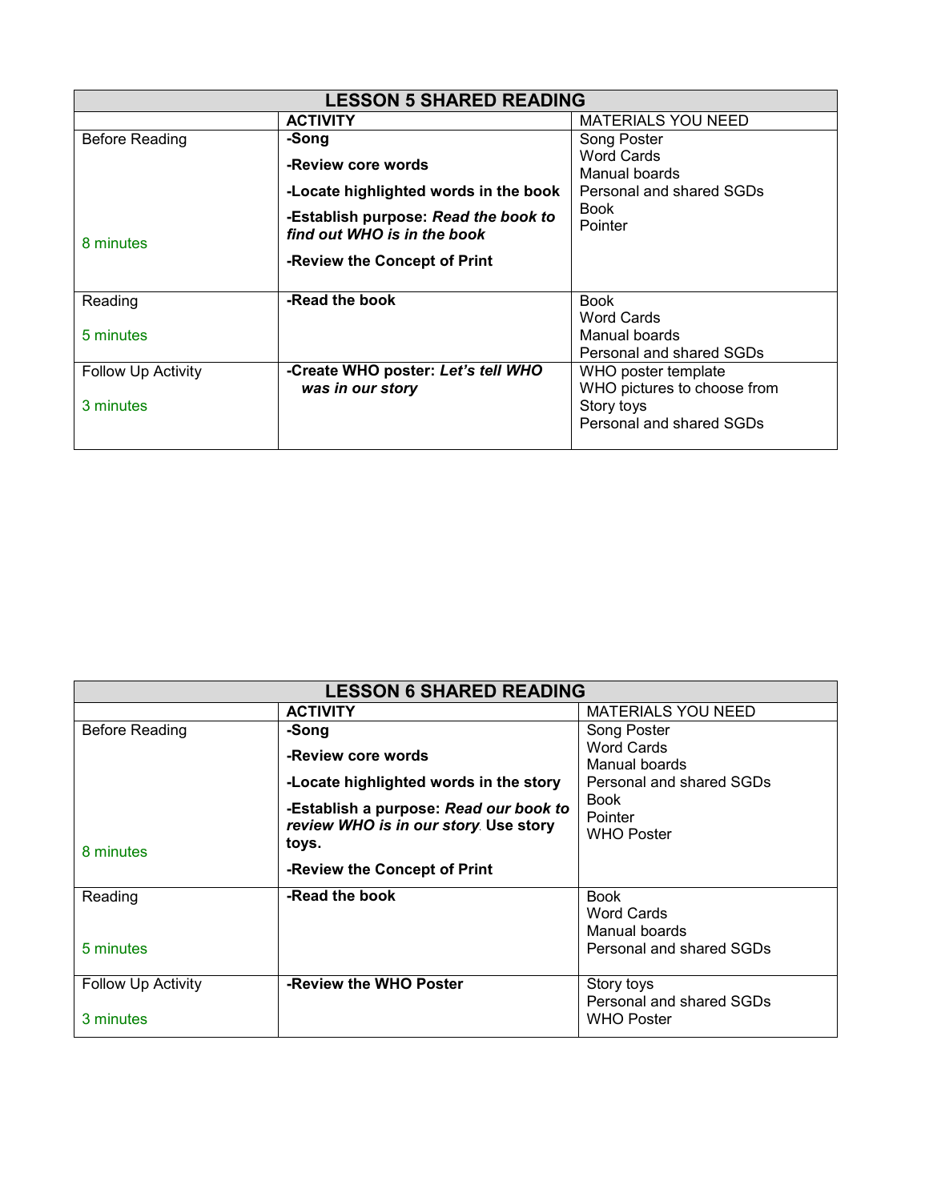| LESSON 5 SHARED READING | | |
|---|---|---|
| | **ACTIVITY** | MATERIALS YOU NEED |
| Before Reading<br><br>8 minutes | **-Song**<br>**-Review core words**<br>**-Locate highlighted words in the book**<br>**-Establish purpose:** ***Read the book to find out WHO is in the book***<br>**-Review the Concept of Print** | Song Poster<br>Word Cards<br>Manual boards<br>Personal and shared SGDs<br>Book<br>Pointer |
| Reading<br><br>5 minutes | **-Read the book** | Book<br>Word Cards<br>Manual boards<br>Personal and shared SGDs |
| Follow Up Activity<br><br>3 minutes | **-Create WHO poster:** ***Let's tell WHO was in our story*** | WHO poster template<br>WHO pictures to choose from<br>Story toys<br>Personal and shared SGDs |

| LESSON 6 SHARED READING | | |
|---|---|---|
| | **ACTIVITY** | MATERIALS YOU NEED |
| Before Reading<br><br>8 minutes | **-Song**<br>**-Review core words**<br>**-Locate highlighted words in the story**<br>**-Establish a purpose:** ***Read our book to review WHO is in our story*****. Use story toys.**<br>**-Review the Concept of Print** | Song Poster<br>Word Cards<br>Manual boards<br>Personal and shared SGDs<br>Book<br>Pointer<br>WHO Poster |
| Reading<br><br>5 minutes | **-Read the book** | Book<br>Word Cards<br>Manual boards<br>Personal and shared SGDs |
| Follow Up Activity<br><br>3 minutes | **-Review the WHO Poster** | Story toys<br>Personal and shared SGDs<br>WHO Poster |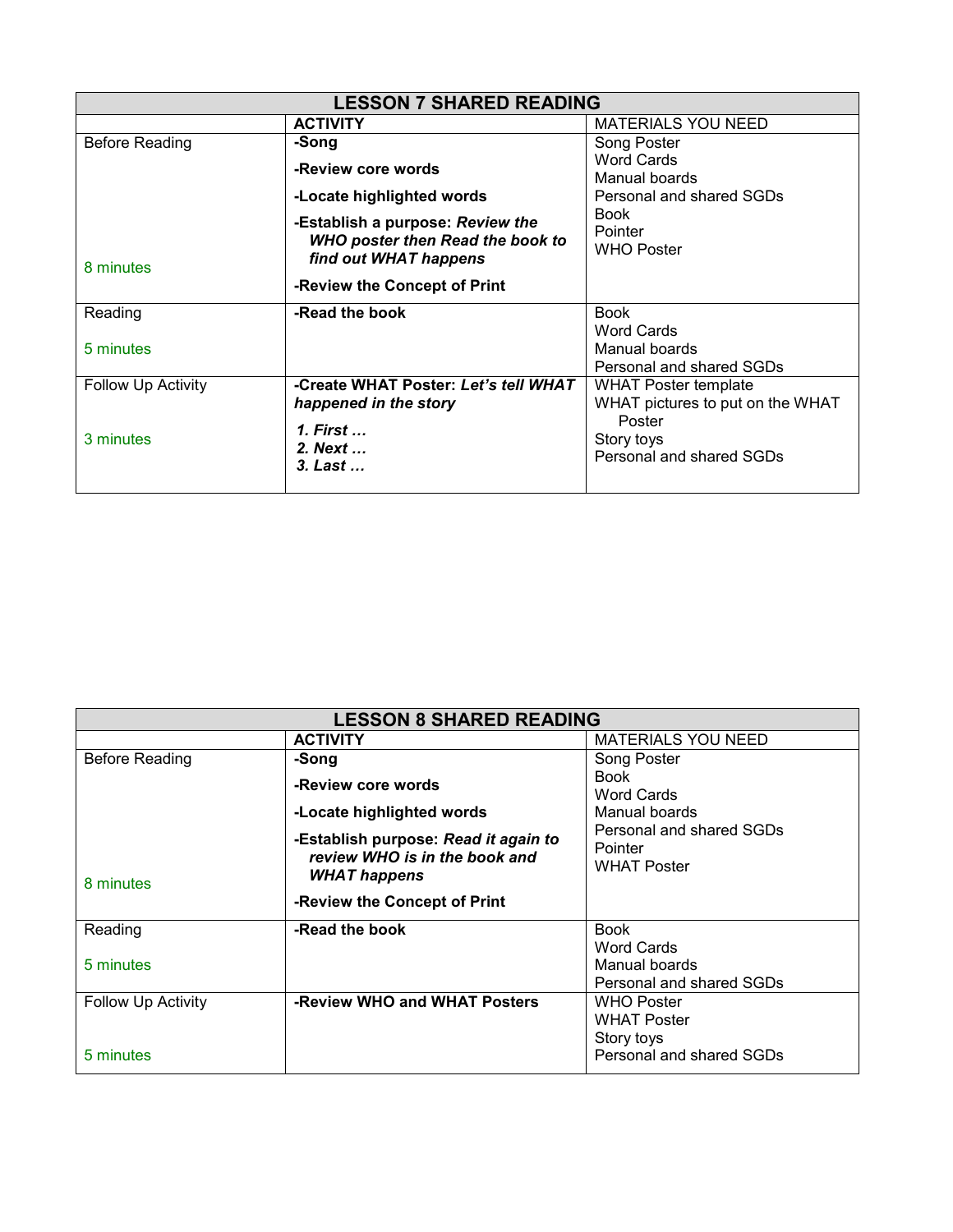| LESSON 7 SHARED READING | | |
|---|---|---|
| | **ACTIVITY** | MATERIALS YOU NEED |
| Before Reading<br><br>8 minutes | **-Song**<br>**-Review core words**<br>**-Locate highlighted words**<br>**-Establish a purpose:** ***Review the WHO poster then Read the book to find out WHAT happens***<br>**-Review the Concept of Print** | Song Poster<br>Word Cards<br>Manual boards<br>Personal and shared SGDs<br>Book<br>Pointer<br>WHO Poster |
| Reading<br><br>5 minutes | **-Read the book** | Book<br>Word Cards<br>Manual boards<br>Personal and shared SGDs |
| Follow Up Activity<br><br>3 minutes | **-Create WHAT Poster:** ***Let's tell WHAT happened in the story***<br>***1. First …***<br>***2. Next …***<br>***3. Last …*** | WHAT Poster template<br>WHAT pictures to put on the WHAT Poster<br>Story toys<br>Personal and shared SGDs |

| LESSON 8 SHARED READING | | |
|---|---|---|
| | **ACTIVITY** | MATERIALS YOU NEED |
| Before Reading<br><br>8 minutes | **-Song**<br>**-Review core words**<br>**-Locate highlighted words**<br>**-Establish purpose:** ***Read it again to review WHO is in the book and WHAT happens***<br>**-Review the Concept of Print** | Song Poster<br>Book<br>Word Cards<br>Manual boards<br>Personal and shared SGDs<br>Pointer<br>WHAT Poster |
| Reading<br><br>5 minutes | **-Read the book** | Book<br>Word Cards<br>Manual boards<br>Personal and shared SGDs |
| Follow Up Activity<br><br>5 minutes | **-Review WHO and WHAT Posters** | WHO Poster<br>WHAT Poster<br>Story toys<br>Personal and shared SGDs |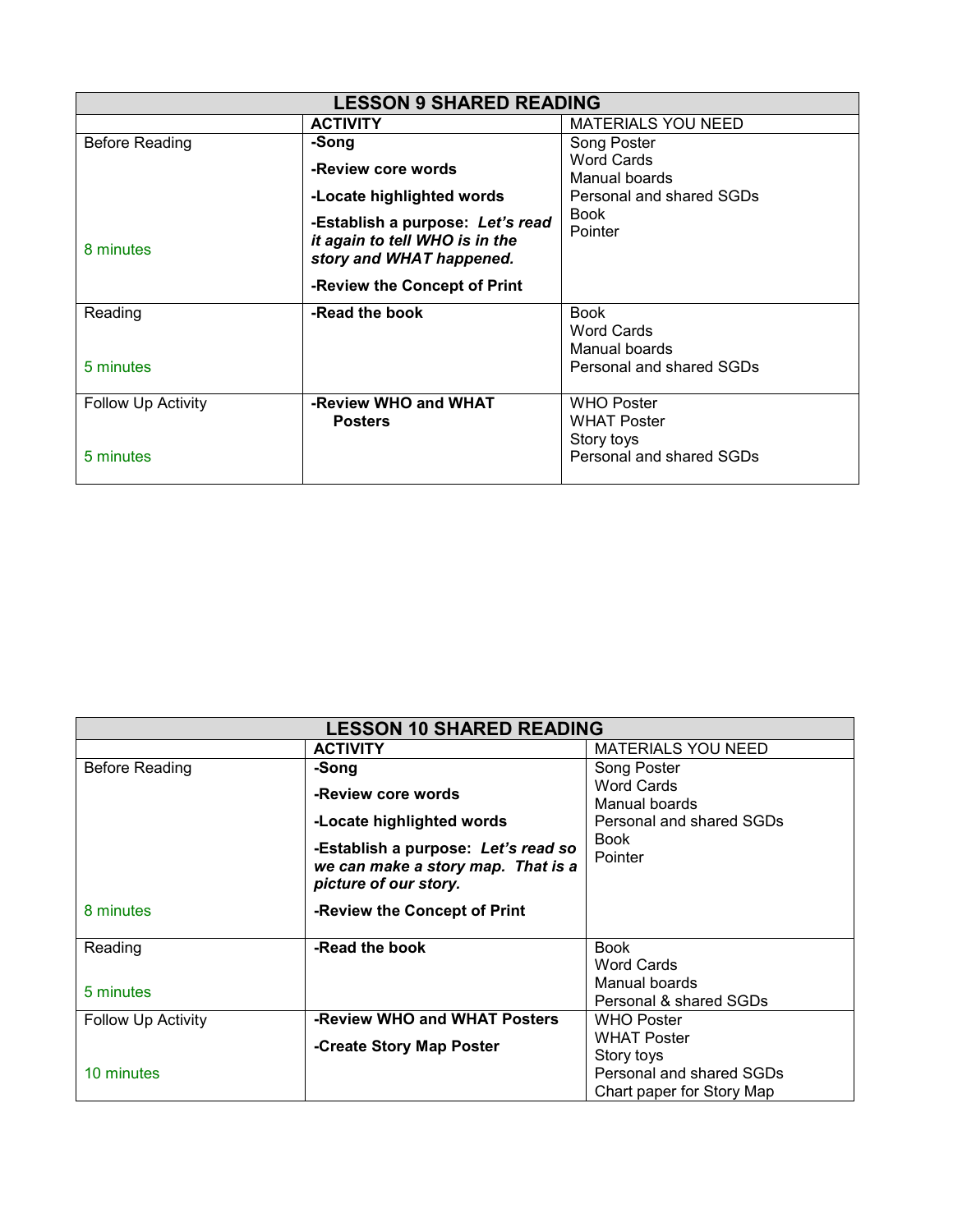| LESSON 9 SHARED READING | | |
|---|---|---|
| | **ACTIVITY** | MATERIALS YOU NEED |
| Before Reading<br><br>8 minutes | **-Song**<br>**-Review core words**<br>**-Locate highlighted words**<br>**-Establish a purpose:** ***Let's read it again to tell WHO is in the story and WHAT happened.***<br>**-Review the Concept of Print** | Song Poster<br>Word Cards<br>Manual boards<br>Personal and shared SGDs<br>Book<br>Pointer |
| Reading<br><br>5 minutes | **-Read the book** | Book<br>Word Cards<br>Manual boards<br>Personal and shared SGDs |
| Follow Up Activity<br><br>5 minutes | **-Review WHO and WHAT Posters** | WHO Poster<br>WHAT Poster<br>Story toys<br>Personal and shared SGDs |

| LESSON 10 SHARED READING | | |
|---|---|---|
| | **ACTIVITY** | MATERIALS YOU NEED |
| Before Reading<br><br>8 minutes | **-Song**<br>**-Review core words**<br>**-Locate highlighted words**<br>**-Establish a purpose:** ***Let's read so we can make a story map. That is a picture of our story.***<br>**-Review the Concept of Print** | Song Poster<br>Word Cards<br>Manual boards<br>Personal and shared SGDs<br>Book<br>Pointer |
| Reading<br><br>5 minutes | **-Read the book** | Book<br>Word Cards<br>Manual boards<br>Personal & shared SGDs |
| Follow Up Activity<br><br>10 minutes | **-Review WHO and WHAT Posters**<br>**-Create Story Map Poster** | WHO Poster<br>WHAT Poster<br>Story toys<br>Personal and shared SGDs<br>Chart paper for Story Map |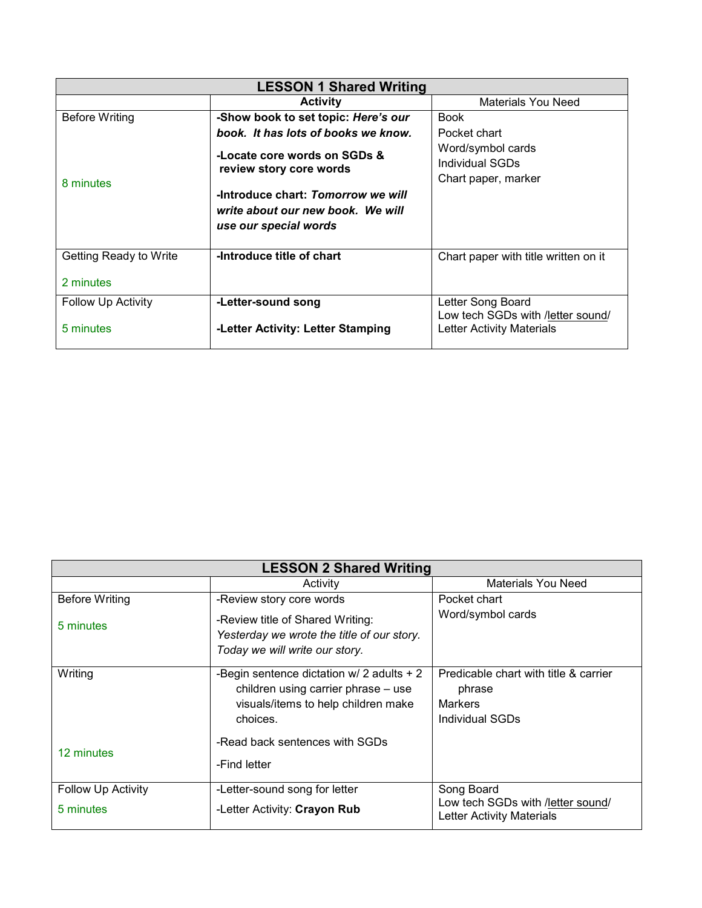| LESSON 1 Shared Writing | | |
|---|---|---|
| | Activity | Materials You Need |
| Before Writing<br><br>8 minutes | **-Show book to set topic: *Here's our book. It has lots of books we know.***<br>**-Locate core words on SGDs & review story core words**<br>**-Introduce chart: *Tomorrow we will write about our new book. We will use our special words*** | Book<br>Pocket chart<br>Word/symbol cards<br>Individual SGDs<br>Chart paper, marker |
| Getting Ready to Write<br><br>2 minutes | **-Introduce title of chart** | Chart paper with title written on it |
| Follow Up Activity<br><br>5 minutes | **-Letter-sound song**<br>**-Letter Activity: Letter Stamping** | Letter Song Board<br>Low tech SGDs with /letter sound/<br>Letter Activity Materials |

| LESSON 2 Shared Writing | | |
|---|---|---|
| | Activity | Materials You Need |
| Before Writing<br><br>5 minutes | -Review story core words<br>-Review title of Shared Writing: *Yesterday we wrote the title of our story. Today we will write our story.* | Pocket chart<br>Word/symbol cards |
| Writing<br><br>12 minutes | -Begin sentence dictation w/ 2 adults + 2 children using carrier phrase – use visuals/items to help children make choices.<br>-Read back sentences with SGDs<br>-Find letter | Predicable chart with title & carrier phrase<br>Markers<br>Individual SGDs |
| Follow Up Activity<br><br>5 minutes | -Letter-sound song for letter<br>-Letter Activity: **Crayon Rub** | Song Board<br>Low tech SGDs with /letter sound/<br>Letter Activity Materials |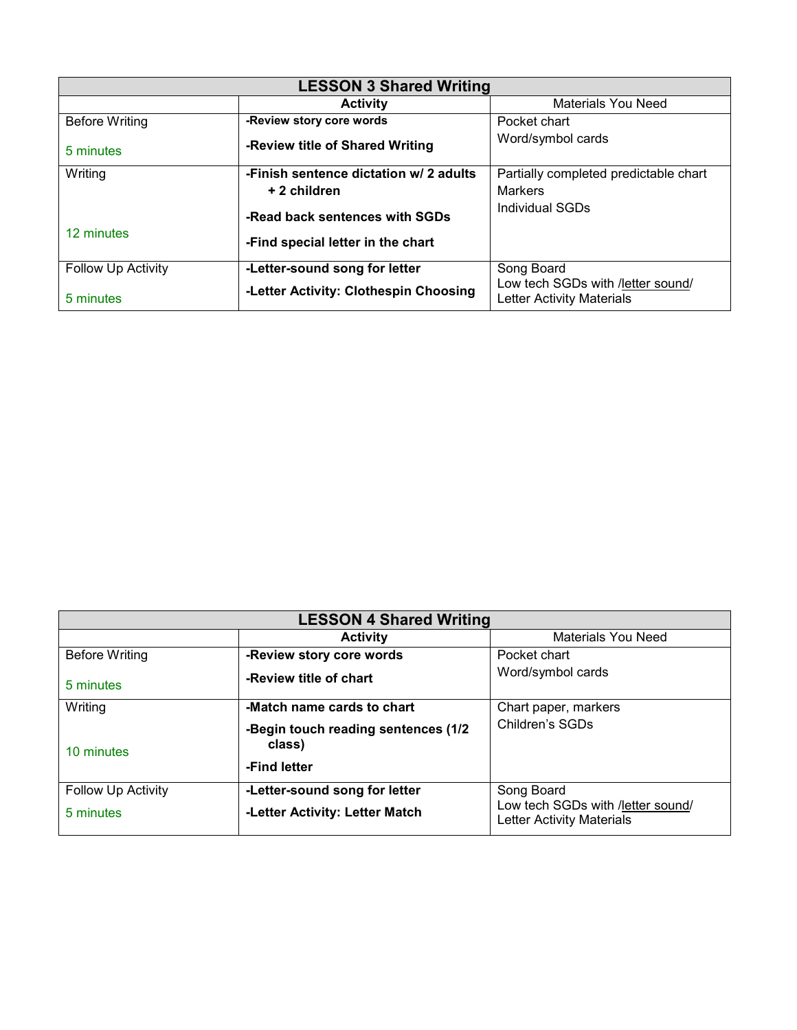| LESSON 3 Shared Writing | | |
|---|---|---|
| | **Activity** | Materials You Need |
| Before Writing<br><br>5 minutes | **-Review story core words**<br><br>**-Review title of Shared Writing** | Pocket chart<br>Word/symbol cards |
| Writing<br><br>12 minutes | **-Finish sentence dictation w/ 2 adults + 2 children**<br><br>**-Read back sentences with SGDs**<br><br>**-Find special letter in the chart** | Partially completed predictable chart<br>Markers<br>Individual SGDs |
| Follow Up Activity<br><br>5 minutes | **-Letter-sound song for letter**<br><br>**-Letter Activity: Clothespin Choosing** | Song Board<br>Low tech SGDs with /letter sound/<br>Letter Activity Materials |

| LESSON 4 Shared Writing | | |
|---|---|---|
| | **Activity** | Materials You Need |
| Before Writing<br><br>5 minutes | **-Review story core words**<br><br>**-Review title of chart** | Pocket chart<br>Word/symbol cards |
| Writing<br><br>10 minutes | **-Match name cards to chart**<br><br>**-Begin touch reading sentences (1/2 class)**<br><br>**-Find letter** | Chart paper, markers<br>Children's SGDs |
| Follow Up Activity<br><br>5 minutes | **-Letter-sound song for letter**<br><br>**-Letter Activity: Letter Match** | Song Board<br>Low tech SGDs with /letter sound/<br>Letter Activity Materials |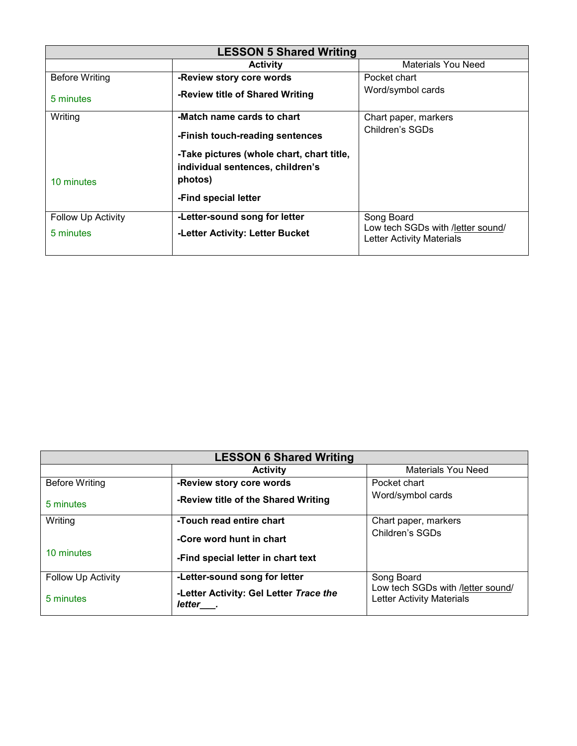| LESSON 5 Shared Writing | | |
|---|---|---|
| | **Activity** | Materials You Need |
| Before Writing<br><br>5 minutes | **-Review story core words**<br><br>**-Review title of Shared Writing** | Pocket chart<br>Word/symbol cards |
| Writing<br><br>10 minutes | **-Match name cards to chart**<br><br>**-Finish touch-reading sentences**<br><br>**-Take pictures (whole chart, chart title, individual sentences, children's photos)**<br><br>**-Find special letter** | Chart paper, markers<br>Children's SGDs |
| Follow Up Activity<br><br>5 minutes | **-Letter-sound song for letter**<br><br>**-Letter Activity: Letter Bucket** | Song Board<br>Low tech SGDs with /letter sound/<br>Letter Activity Materials |

| LESSON 6 Shared Writing | | |
|---|---|---|
| | **Activity** | Materials You Need |
| Before Writing<br><br>5 minutes | **-Review story core words**<br><br>**-Review title of the Shared Writing** | Pocket chart<br>Word/symbol cards |
| Writing<br><br>10 minutes | **-Touch read entire chart**<br><br>**-Core word hunt in chart**<br><br>**-Find special letter in chart text** | Chart paper, markers<br>Children's SGDs |
| Follow Up Activity<br><br>5 minutes | **-Letter-sound song for letter**<br><br>**-Letter Activity: Gel Letter *Trace the letter___.*** | Song Board<br>Low tech SGDs with /letter sound/<br>Letter Activity Materials |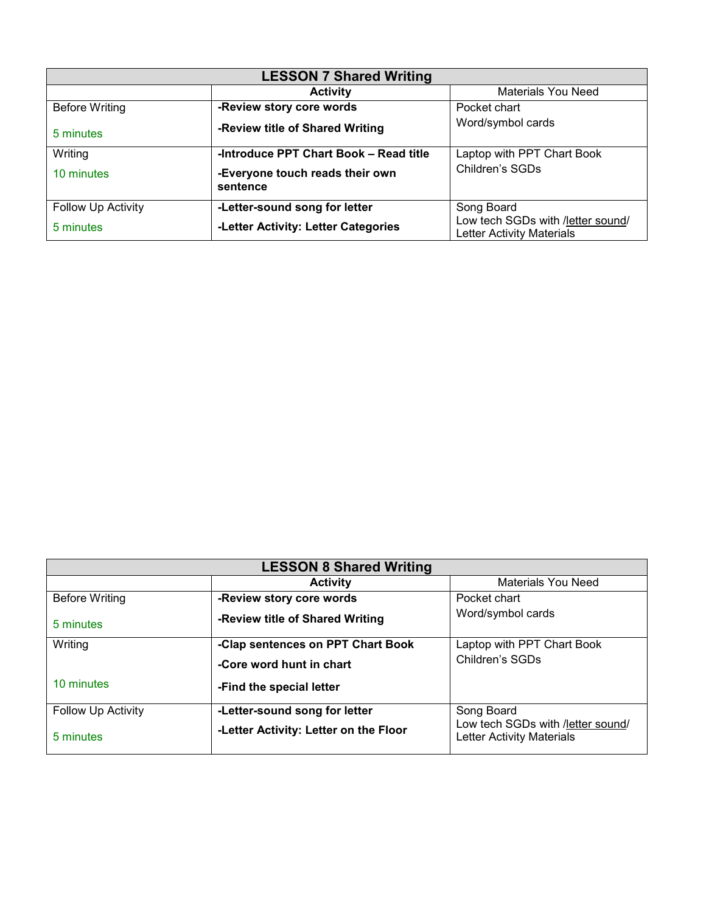| LESSON 7 Shared Writing | | |
|---|---|---|
| | **Activity** | Materials You Need |
| Before Writing<br><br>5 minutes | **-Review story core words**<br><br>**-Review title of Shared Writing** | Pocket chart<br>Word/symbol cards |
| Writing<br><br>10 minutes | **-Introduce PPT Chart Book – Read title**<br><br>**-Everyone touch reads their own sentence** | Laptop with PPT Chart Book<br>Children's SGDs |
| Follow Up Activity<br><br>5 minutes | **-Letter-sound song for letter**<br><br>**-Letter Activity: Letter Categories** | Song Board<br>Low tech SGDs with /letter sound/<br>Letter Activity Materials |

| LESSON 8 Shared Writing | | |
|---|---|---|
| | **Activity** | Materials You Need |
| Before Writing<br><br>5 minutes | **-Review story core words**<br><br>**-Review title of Shared Writing** | Pocket chart<br>Word/symbol cards |
| Writing<br><br>10 minutes | **-Clap sentences on PPT Chart Book**<br><br>**-Core word hunt in chart**<br><br>**-Find the special letter** | Laptop with PPT Chart Book<br>Children's SGDs |
| Follow Up Activity<br><br>5 minutes | **-Letter-sound song for letter**<br><br>**-Letter Activity: Letter on the Floor** | Song Board<br>Low tech SGDs with /letter sound/<br>Letter Activity Materials |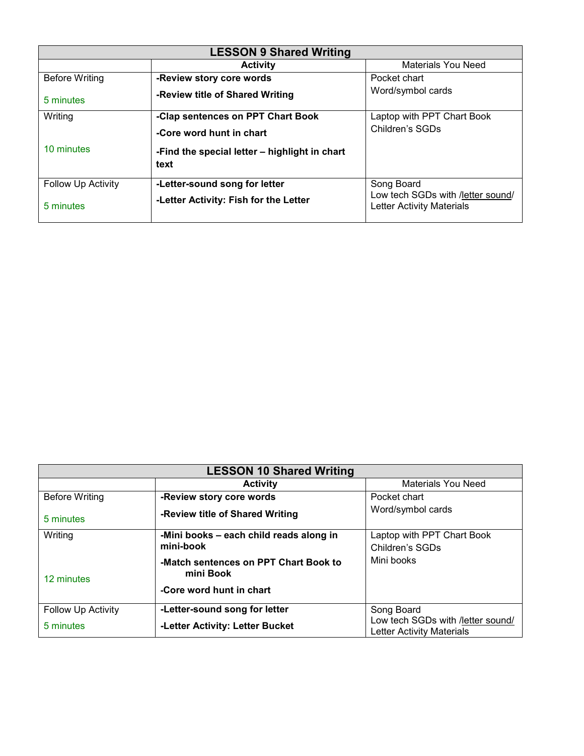| LESSON 9 Shared Writing | | |
|---|---|---|
| | Activity | Materials You Need |
| Before Writing<br><br>5 minutes | **-Review story core words**<br>**-Review title of Shared Writing** | Pocket chart<br>Word/symbol cards |
| Writing<br><br>10 minutes | **-Clap sentences on PPT Chart Book**<br>**-Core word hunt in chart**<br>**-Find the special letter – highlight in chart text** | Laptop with PPT Chart Book<br>Children's SGDs |
| Follow Up Activity<br><br>5 minutes | **-Letter-sound song for letter**<br>**-Letter Activity: Fish for the Letter** | Song Board<br>Low tech SGDs with /letter sound/<br>Letter Activity Materials |

| LESSON 10 Shared Writing | | |
|---|---|---|
| | Activity | Materials You Need |
| Before Writing<br><br>5 minutes | **-Review story core words**<br>**-Review title of Shared Writing** | Pocket chart<br>Word/symbol cards |
| Writing<br><br>12 minutes | **-Mini books – each child reads along in mini-book**<br>**-Match sentences on PPT Chart Book to mini Book**<br>**-Core word hunt in chart** | Laptop with PPT Chart Book<br>Children's SGDs<br>Mini books |
| Follow Up Activity<br><br>5 minutes | **-Letter-sound song for letter**<br>**-Letter Activity: Letter Bucket** | Song Board<br>Low tech SGDs with /letter sound/<br>Letter Activity Materials |